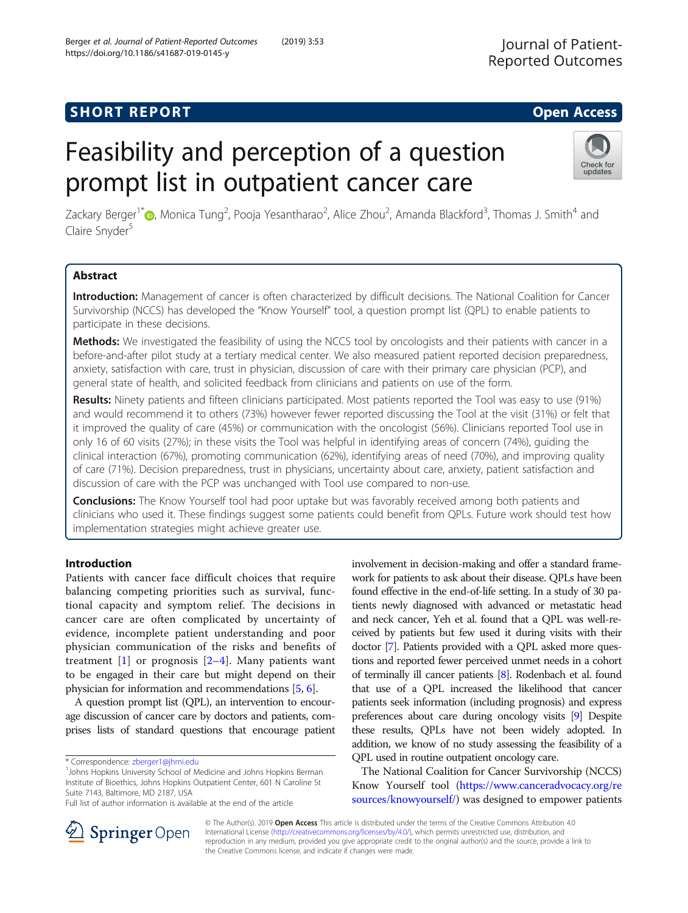SHORT REPORT

Open Access

# Feasibility and perception of a question prompt list in outpatient cancer care

Zackary Berger[1*], Monica Tung[2], Pooja Yesantharao[2], Alice Zhou[2], Amanda Blackford[3], Thomas J. Smith[4] and Claire Snyder[5]

## Abstract

**Introduction:** Management of cancer is often characterized by difficult decisions. The National Coalition for Cancer Survivorship (NCCS) has developed the "Know Yourself" tool, a question prompt list (QPL) to enable patients to participate in these decisions.

**Methods:** We investigated the feasibility of using the NCCS tool by oncologists and their patients with cancer in a before-and-after pilot study at a tertiary medical center. We also measured patient reported decision preparedness, anxiety, satisfaction with care, trust in physician, discussion of care with their primary care physician (PCP), and general state of health, and solicited feedback from clinicians and patients on use of the form.

**Results:** Ninety patients and fifteen clinicians participated. Most patients reported the Tool was easy to use (91%) and would recommend it to others (73%) however fewer reported discussing the Tool at the visit (31%) or felt that it improved the quality of care (45%) or communication with the oncologist (56%). Clinicians reported Tool use in only 16 of 60 visits (27%); in these visits the Tool was helpful in identifying areas of concern (74%), guiding the clinical interaction (67%), promoting communication (62%), identifying areas of need (70%), and improving quality of care (71%). Decision preparedness, trust in physicians, uncertainty about care, anxiety, patient satisfaction and discussion of care with the PCP was unchanged with Tool use compared to non-use.

**Conclusions:** The Know Yourself tool had poor uptake but was favorably received among both patients and clinicians who used it. These findings suggest some patients could benefit from QPLs. Future work should test how implementation strategies might achieve greater use.

## Introduction

Patients with cancer face difficult choices that require balancing competing priorities such as survival, functional capacity and symptom relief. The decisions in cancer care are often complicated by uncertainty of evidence, incomplete patient understanding and poor physician communication of the risks and benefits of treatment [1] or prognosis [2–4]. Many patients want to be engaged in their care but might depend on their physician for information and recommendations [5, 6].

A question prompt list (QPL), an intervention to encourage discussion of cancer care by doctors and patients, comprises lists of standard questions that encourage patient involvement in decision-making and offer a standard framework for patients to ask about their disease. QPLs have been found effective in the end-of-life setting. In a study of 30 patients newly diagnosed with advanced or metastatic head and neck cancer, Yeh et al. found that a QPL was well-received by patients but few used it during visits with their doctor [7]. Patients provided with a QPL asked more questions and reported fewer perceived unmet needs in a cohort of terminally ill cancer patients [8]. Rodenbach et al. found that use of a QPL increased the likelihood that cancer patients seek information (including prognosis) and express preferences about care during oncology visits [9] Despite these results, QPLs have not been widely adopted. In addition, we know of no study assessing the feasibility of a QPL used in routine outpatient oncology care.

The National Coalition for Cancer Survivorship (NCCS) Know Yourself tool (https://www.canceradvocacy.org/resources/knowyourself/) was designed to empower patients

---

* Correspondence: zberger1@jhmi.edu
[1]Johns Hopkins University School of Medicine and Johns Hopkins Berman Institute of Bioethics, Johns Hopkins Outpatient Center, 601 N Caroline St Suite 7143, Baltimore, MD 2187, USA
Full list of author information is available at the end of the article

© The Author(s). 2019 **Open Access** This article is distributed under the terms of the Creative Commons Attribution 4.0 International License (http://creativecommons.org/licenses/by/4.0/), which permits unrestricted use, distribution, and reproduction in any medium, provided you give appropriate credit to the original author(s) and the source, provide a link to the Creative Commons license, and indicate if changes were made.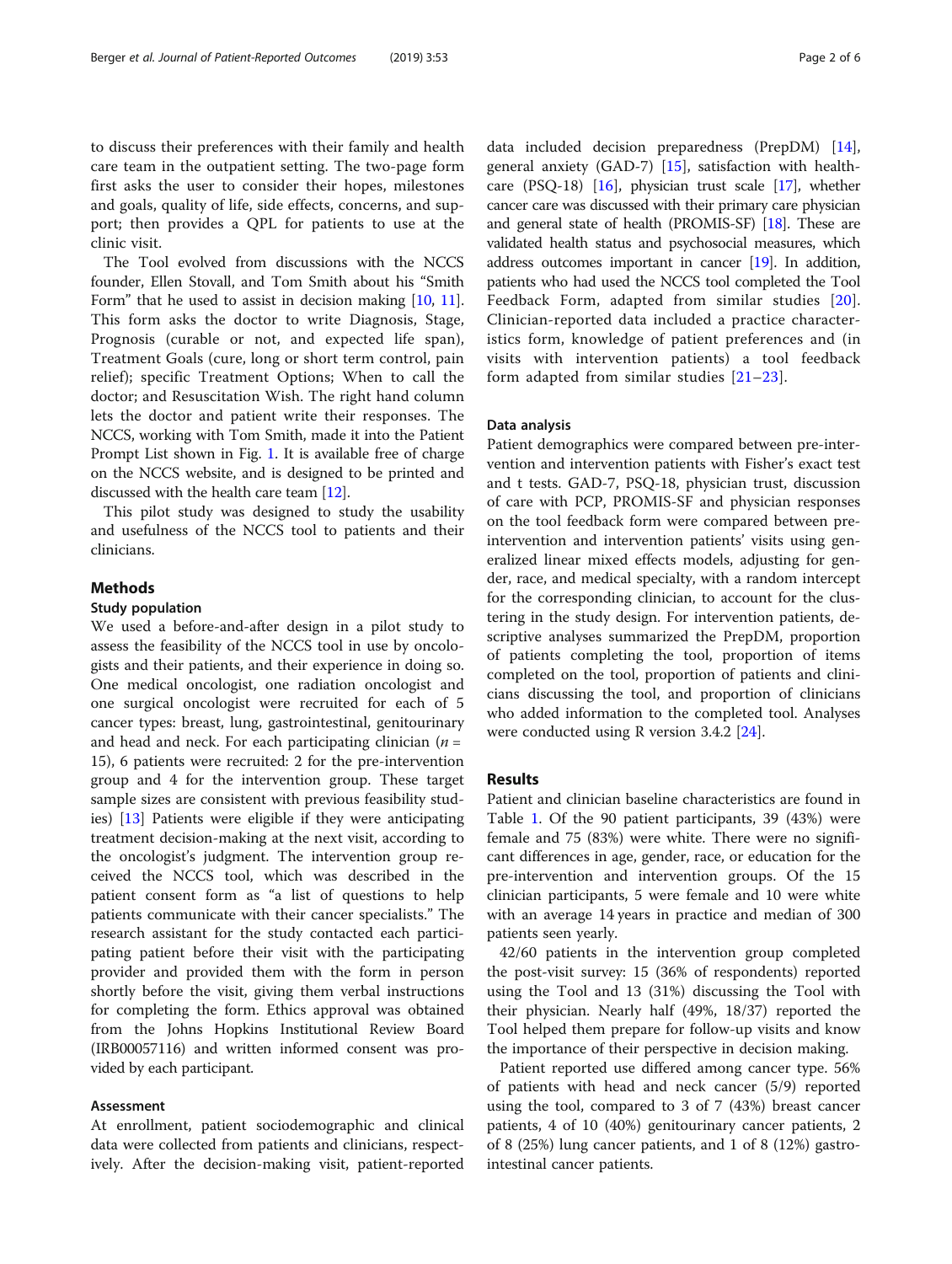to discuss their preferences with their family and health care team in the outpatient setting. The two-page form first asks the user to consider their hopes, milestones and goals, quality of life, side effects, concerns, and support; then provides a QPL for patients to use at the clinic visit.

The Tool evolved from discussions with the NCCS founder, Ellen Stovall, and Tom Smith about his "Smith Form" that he used to assist in decision making [10, 11]. This form asks the doctor to write Diagnosis, Stage, Prognosis (curable or not, and expected life span), Treatment Goals (cure, long or short term control, pain relief); specific Treatment Options; When to call the doctor; and Resuscitation Wish. The right hand column lets the doctor and patient write their responses. The NCCS, working with Tom Smith, made it into the Patient Prompt List shown in Fig. 1. It is available free of charge on the NCCS website, and is designed to be printed and discussed with the health care team [12].

This pilot study was designed to study the usability and usefulness of the NCCS tool to patients and their clinicians.

## Methods

### Study population

We used a before-and-after design in a pilot study to assess the feasibility of the NCCS tool in use by oncologists and their patients, and their experience in doing so. One medical oncologist, one radiation oncologist and one surgical oncologist were recruited for each of 5 cancer types: breast, lung, gastrointestinal, genitourinary and head and neck. For each participating clinician ($n$ = 15), 6 patients were recruited: 2 for the pre-intervention group and 4 for the intervention group. These target sample sizes are consistent with previous feasibility studies) [13] Patients were eligible if they were anticipating treatment decision-making at the next visit, according to the oncologist's judgment. The intervention group received the NCCS tool, which was described in the patient consent form as "a list of questions to help patients communicate with their cancer specialists." The research assistant for the study contacted each participating patient before their visit with the participating provider and provided them with the form in person shortly before the visit, giving them verbal instructions for completing the form. Ethics approval was obtained from the Johns Hopkins Institutional Review Board (IRB00057116) and written informed consent was provided by each participant.

### Assessment

At enrollment, patient sociodemographic and clinical data were collected from patients and clinicians, respectively. After the decision-making visit, patient-reported data included decision preparedness (PrepDM) [14], general anxiety (GAD-7) [15], satisfaction with healthcare (PSQ-18) [16], physician trust scale [17], whether cancer care was discussed with their primary care physician and general state of health (PROMIS-SF) [18]. These are validated health status and psychosocial measures, which address outcomes important in cancer [19]. In addition, patients who had used the NCCS tool completed the Tool Feedback Form, adapted from similar studies [20]. Clinician-reported data included a practice characteristics form, knowledge of patient preferences and (in visits with intervention patients) a tool feedback form adapted from similar studies [21–23].

### Data analysis

Patient demographics were compared between pre-intervention and intervention patients with Fisher's exact test and t tests. GAD-7, PSQ-18, physician trust, discussion of care with PCP, PROMIS-SF and physician responses on the tool feedback form were compared between pre-intervention and intervention patients' visits using generalized linear mixed effects models, adjusting for gender, race, and medical specialty, with a random intercept for the corresponding clinician, to account for the clustering in the study design. For intervention patients, descriptive analyses summarized the PrepDM, proportion of patients completing the tool, proportion of items completed on the tool, proportion of patients and clinicians discussing the tool, and proportion of clinicians who added information to the completed tool. Analyses were conducted using R version 3.4.2 [24].

## Results

Patient and clinician baseline characteristics are found in Table 1. Of the 90 patient participants, 39 (43%) were female and 75 (83%) were white. There were no significant differences in age, gender, race, or education for the pre-intervention and intervention groups. Of the 15 clinician participants, 5 were female and 10 were white with an average 14 years in practice and median of 300 patients seen yearly.

42/60 patients in the intervention group completed the post-visit survey: 15 (36% of respondents) reported using the Tool and 13 (31%) discussing the Tool with their physician. Nearly half (49%, 18/37) reported the Tool helped them prepare for follow-up visits and know the importance of their perspective in decision making.

Patient reported use differed among cancer type. 56% of patients with head and neck cancer (5/9) reported using the tool, compared to 3 of 7 (43%) breast cancer patients, 4 of 10 (40%) genitourinary cancer patients, 2 of 8 (25%) lung cancer patients, and 1 of 8 (12%) gastrointestinal cancer patients.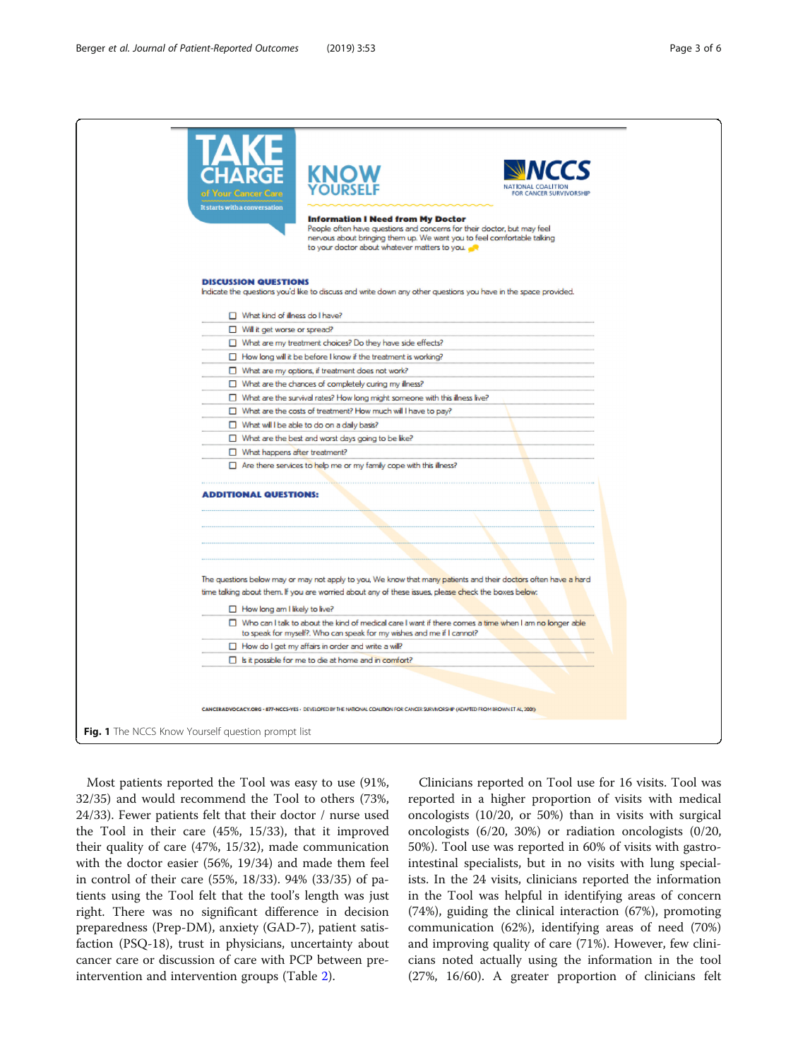TAKE CHARGE of Your Cancer Care

It starts with a conversation

# KNOW YOURSELF

NCCS NATIONAL COALITION FOR CANCER SURVIVORSHIP

**Information I Need from My Doctor**

People often have questions and concerns for their doctor, but may feel nervous about bringing them up. We want you to feel comfortable talking to your doctor about whatever matters to you.

**DISCUSSION QUESTIONS**

Indicate the questions you'd like to discuss and write down any other questions you have in the space provided.

- ☐ What kind of illness do I have?
- ☐ Will it get worse or spread?
- ☐ What are my treatment choices? Do they have side effects?
- ☐ How long will it be before I know if the treatment is working?
- ☐ What are my options, if treatment does not work?
- ☐ What are the chances of completely curing my illness?
- ☐ What are the survival rates? How long might someone with this illness live?
- ☐ What are the costs of treatment? How much will I have to pay?
- ☐ What will I be able to do on a daily basis?
- ☐ What are the best and worst days going to be like?
- ☐ What happens after treatment?
- ☐ Are there services to help me or my family cope with this illness?

**ADDITIONAL QUESTIONS:**

The questions below may or may not apply to you. We know that many patients and their doctors often have a hard time talking about them. If you are worried about any of these issues, please check the boxes below.

- ☐ How long am I likely to live?
- ☐ Who can I talk to about the kind of medical care I want if there comes a time when I am no longer able to speak for myself?. Who can speak for my wishes and me if I cannot?
- ☐ How do I get my affairs in order and write a will?
- ☐ Is it possible for me to die at home and in comfort?

CANCERADVOCACY.ORG · 877-NCCS-YES · DEVELOPED BY THE NATIONAL COALITION FOR CANCER SURVIVORSHIP (ADAPTED FROM BROWN ET AL, 2001)

**Fig. 1** The NCCS Know Yourself question prompt list

Most patients reported the Tool was easy to use (91%, 32/35) and would recommend the Tool to others (73%, 24/33). Fewer patients felt that their doctor / nurse used the Tool in their care (45%, 15/33), that it improved their quality of care (47%, 15/32), made communication with the doctor easier (56%, 19/34) and made them feel in control of their care (55%, 18/33). 94% (33/35) of patients using the Tool felt that the tool's length was just right. There was no significant difference in decision preparedness (Prep-DM), anxiety (GAD-7), patient satisfaction (PSQ-18), trust in physicians, uncertainty about cancer care or discussion of care with PCP between pre-intervention and intervention groups (Table 2).

Clinicians reported on Tool use for 16 visits. Tool was reported in a higher proportion of visits with medical oncologists (10/20, or 50%) than in visits with surgical oncologists (6/20, 30%) or radiation oncologists (0/20, 50%). Tool use was reported in 60% of visits with gastrointestinal specialists, but in no visits with lung specialists. In the 24 visits, clinicians reported the information in the Tool was helpful in identifying areas of concern (74%), guiding the clinical interaction (67%), promoting communication (62%), identifying areas of need (70%) and improving quality of care (71%). However, few clinicians noted actually using the information in the tool (27%, 16/60). A greater proportion of clinicians felt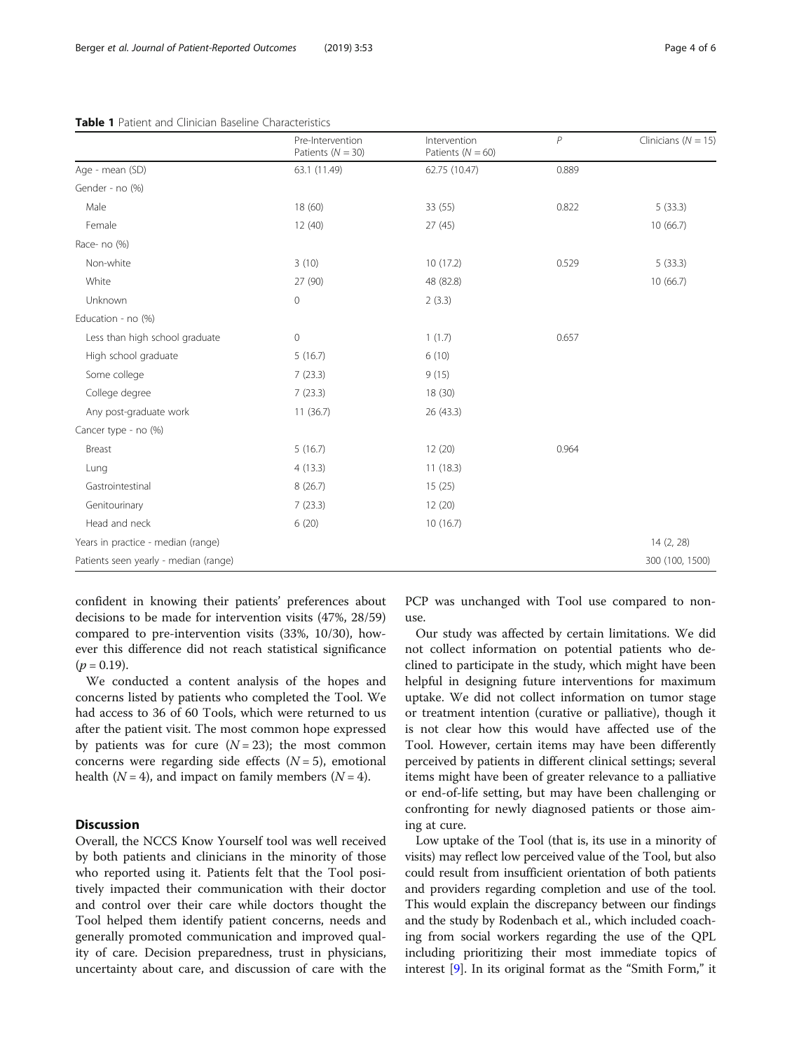**Table 1** Patient and Clinician Baseline Characteristics

| | Pre-Intervention Patients ($N = 30$) | Intervention Patients ($N = 60$) | $P$ | Clinicians ($N = 15$) |
|---|---|---|---|---|
| Age - mean (SD) | 63.1 (11.49) | 62.75 (10.47) | 0.889 | |
| Gender - no (%) | | | | |
| Male | 18 (60) | 33 (55) | 0.822 | 5 (33.3) |
| Female | 12 (40) | 27 (45) | | 10 (66.7) |
| Race- no (%) | | | | |
| Non-white | 3 (10) | 10 (17.2) | 0.529 | 5 (33.3) |
| White | 27 (90) | 48 (82.8) | | 10 (66.7) |
| Unknown | 0 | 2 (3.3) | | |
| Education - no (%) | | | | |
| Less than high school graduate | 0 | 1 (1.7) | 0.657 | |
| High school graduate | 5 (16.7) | 6 (10) | | |
| Some college | 7 (23.3) | 9 (15) | | |
| College degree | 7 (23.3) | 18 (30) | | |
| Any post-graduate work | 11 (36.7) | 26 (43.3) | | |
| Cancer type - no (%) | | | | |
| Breast | 5 (16.7) | 12 (20) | 0.964 | |
| Lung | 4 (13.3) | 11 (18.3) | | |
| Gastrointestinal | 8 (26.7) | 15 (25) | | |
| Genitourinary | 7 (23.3) | 12 (20) | | |
| Head and neck | 6 (20) | 10 (16.7) | | |
| Years in practice - median (range) | | | | 14 (2, 28) |
| Patients seen yearly - median (range) | | | | 300 (100, 1500) |

confident in knowing their patients' preferences about decisions to be made for intervention visits (47%, 28/59) compared to pre-intervention visits (33%, 10/30), however this difference did not reach statistical significance ($p = 0.19$).

We conducted a content analysis of the hopes and concerns listed by patients who completed the Tool. We had access to 36 of 60 Tools, which were returned to us after the patient visit. The most common hope expressed by patients was for cure ($N = 23$); the most common concerns were regarding side effects ($N = 5$), emotional health ($N = 4$), and impact on family members ($N = 4$).

## Discussion

Overall, the NCCS Know Yourself tool was well received by both patients and clinicians in the minority of those who reported using it. Patients felt that the Tool positively impacted their communication with their doctor and control over their care while doctors thought the Tool helped them identify patient concerns, needs and generally promoted communication and improved quality of care. Decision preparedness, trust in physicians, uncertainty about care, and discussion of care with the PCP was unchanged with Tool use compared to non-use.

Our study was affected by certain limitations. We did not collect information on potential patients who declined to participate in the study, which might have been helpful in designing future interventions for maximum uptake. We did not collect information on tumor stage or treatment intention (curative or palliative), though it is not clear how this would have affected use of the Tool. However, certain items may have been differently perceived by patients in different clinical settings; several items might have been of greater relevance to a palliative or end-of-life setting, but may have been challenging or confronting for newly diagnosed patients or those aiming at cure.

Low uptake of the Tool (that is, its use in a minority of visits) may reflect low perceived value of the Tool, but also could result from insufficient orientation of both patients and providers regarding completion and use of the tool. This would explain the discrepancy between our findings and the study by Rodenbach et al., which included coaching from social workers regarding the use of the QPL including prioritizing their most immediate topics of interest [9]. In its original format as the "Smith Form," it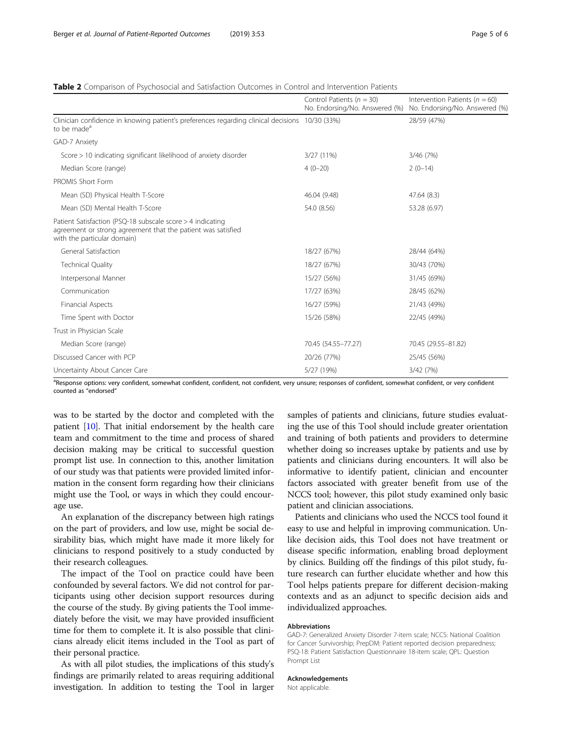**Table 2** Comparison of Psychosocial and Satisfaction Outcomes in Control and Intervention Patients

| | Control Patients ($n$ = 30) No. Endorsing/No. Answered (%) | Intervention Patients ($n$ = 60) No. Endorsing/No. Answered (%) |
|---|---|---|
| Clinician confidence in knowing patient's preferences regarding clinical decisions to be made[a] | 10/30 (33%) | 28/59 (47%) |
| GAD-7 Anxiety | | |
| Score > 10 indicating significant likelihood of anxiety disorder | 3/27 (11%) | 3/46 (7%) |
| Median Score (range) | 4 (0–20) | 2 (0–14) |
| PROMIS Short Form | | |
| Mean (SD) Physical Health T-Score | 46.04 (9.48) | 47.64 (8.3) |
| Mean (SD) Mental Health T-Score | 54.0 (8.56) | 53.28 (6.97) |
| Patient Satisfaction (PSQ-18 subscale score > 4 indicating agreement or strong agreement that the patient was satisfied with the particular domain) | | |
| General Satisfaction | 18/27 (67%) | 28/44 (64%) |
| Technical Quality | 18/27 (67%) | 30/43 (70%) |
| Interpersonal Manner | 15/27 (56%) | 31/45 (69%) |
| Communication | 17/27 (63%) | 28/45 (62%) |
| Financial Aspects | 16/27 (59%) | 21/43 (49%) |
| Time Spent with Doctor | 15/26 (58%) | 22/45 (49%) |
| Trust in Physician Scale | | |
| Median Score (range) | 70.45 (54.55–77.27) | 70.45 (29.55–81.82) |
| Discussed Cancer with PCP | 20/26 (77%) | 25/45 (56%) |
| Uncertainty About Cancer Care | 5/27 (19%) | 3/42 (7%) |

[a]Response options: very confident, somewhat confident, confident, not confident, very unsure; responses of confident, somewhat confident, or very confident counted as "endorsed"

was to be started by the doctor and completed with the patient [10]. That initial endorsement by the health care team and commitment to the time and process of shared decision making may be critical to successful question prompt list use. In connection to this, another limitation of our study was that patients were provided limited information in the consent form regarding how their clinicians might use the Tool, or ways in which they could encourage use.

An explanation of the discrepancy between high ratings on the part of providers, and low use, might be social desirability bias, which might have made it more likely for clinicians to respond positively to a study conducted by their research colleagues.

The impact of the Tool on practice could have been confounded by several factors. We did not control for participants using other decision support resources during the course of the study. By giving patients the Tool immediately before the visit, we may have provided insufficient time for them to complete it. It is also possible that clinicians already elicit items included in the Tool as part of their personal practice.

As with all pilot studies, the implications of this study's findings are primarily related to areas requiring additional investigation. In addition to testing the Tool in larger samples of patients and clinicians, future studies evaluating the use of this Tool should include greater orientation and training of both patients and providers to determine whether doing so increases uptake by patients and use by patients and clinicians during encounters. It will also be informative to identify patient, clinician and encounter factors associated with greater benefit from use of the NCCS tool; however, this pilot study examined only basic patient and clinician associations.

Patients and clinicians who used the NCCS tool found it easy to use and helpful in improving communication. Unlike decision aids, this Tool does not have treatment or disease specific information, enabling broad deployment by clinics. Building off the findings of this pilot study, future research can further elucidate whether and how this Tool helps patients prepare for different decision-making contexts and as an adjunct to specific decision aids and individualized approaches.

#### Abbreviations

GAD-7: Generalized Anxiety Disorder 7-item scale; NCCS: National Coalition for Cancer Survivorship; PrepDM: Patient reported decision preparedness; PSQ-18: Patient Satisfaction Questionnaire 18-item scale; QPL: Question Prompt List

#### Acknowledgements

Not applicable.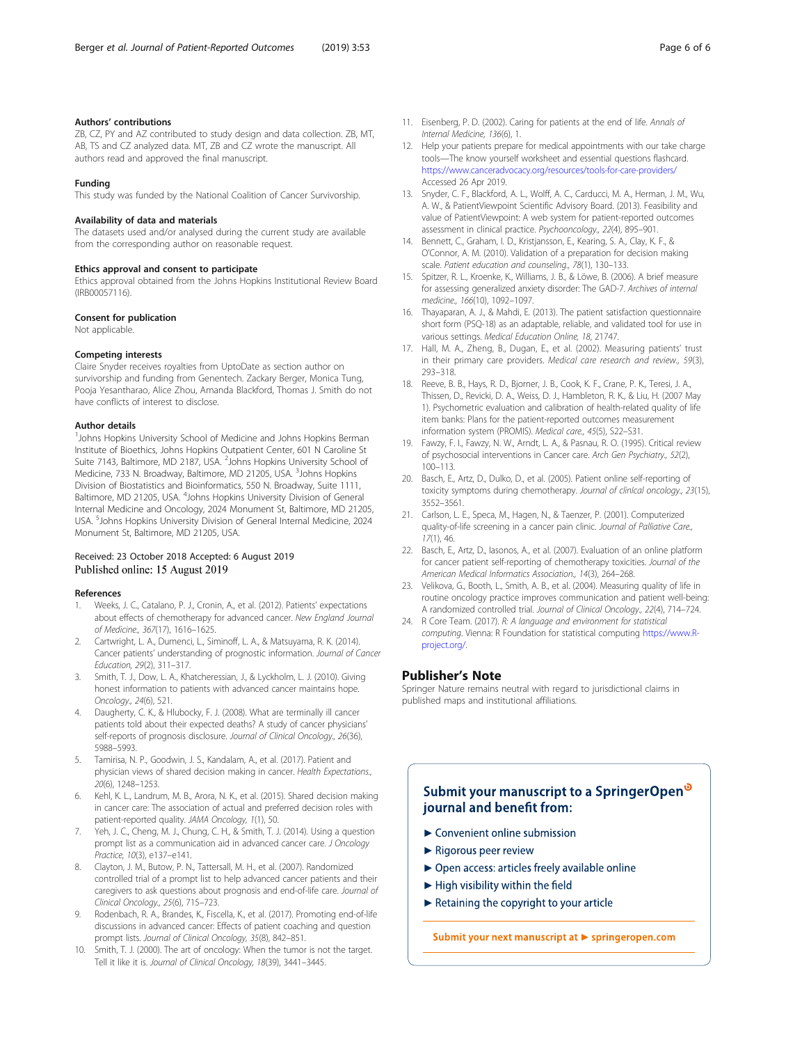### Authors' contributions

ZB, CZ, PY and AZ contributed to study design and data collection. ZB, MT, AB, TS and CZ analyzed data. MT, ZB and CZ wrote the manuscript. All authors read and approved the final manuscript.

### Funding

This study was funded by the National Coalition of Cancer Survivorship.

### Availability of data and materials

The datasets used and/or analysed during the current study are available from the corresponding author on reasonable request.

### Ethics approval and consent to participate

Ethics approval obtained from the Johns Hopkins Institutional Review Board (IRB00057116).

### Consent for publication

Not applicable.

### Competing interests

Claire Snyder receives royalties from UptoDate as section author on survivorship and funding from Genentech. Zackary Berger, Monica Tung, Pooja Yesantharao, Alice Zhou, Amanda Blackford, Thomas J. Smith do not have conflicts of interest to disclose.

### Author details

[1]Johns Hopkins University School of Medicine and Johns Hopkins Berman Institute of Bioethics, Johns Hopkins Outpatient Center, 601 N Caroline St Suite 7143, Baltimore, MD 2187, USA. [2]Johns Hopkins University School of Medicine, 733 N. Broadway, Baltimore, MD 21205, USA. [3]Johns Hopkins Division of Biostatistics and Bioinformatics, 550 N. Broadway, Suite 1111, Baltimore, MD 21205, USA. [4]Johns Hopkins University Division of General Internal Medicine and Oncology, 2024 Monument St, Baltimore, MD 21205, USA. [5]Johns Hopkins University Division of General Internal Medicine, 2024 Monument St, Baltimore, MD 21205, USA.

Received: 23 October 2018 Accepted: 6 August 2019
Published online: 15 August 2019

### References

1. Weeks, J. C., Catalano, P. J., Cronin, A., et al. (2012). Patients' expectations about effects of chemotherapy for advanced cancer. *New England Journal of Medicine., 367*(17), 1616–1625.
2. Cartwright, L. A., Dumenci, L., Siminoff, L. A., & Matsuyama, R. K. (2014). Cancer patients' understanding of prognostic information. *Journal of Cancer Education, 29*(2), 311–317.
3. Smith, T. J., Dow, L. A., Khatcheressian, J., & Lyckholm, L. J. (2010). Giving honest information to patients with advanced cancer maintains hope. *Oncology., 24*(6), 521.
4. Daugherty, C. K., & Hlubocky, F. J. (2008). What are terminally ill cancer patients told about their expected deaths? A study of cancer physicians' self-reports of prognosis disclosure. *Journal of Clinical Oncology., 26*(36), 5988–5993.
5. Tamirisa, N. P., Goodwin, J. S., Kandalam, A., et al. (2017). Patient and physician views of shared decision making in cancer. *Health Expectations., 20*(6), 1248–1253.
6. Kehl, K. L., Landrum, M. B., Arora, N. K., et al. (2015). Shared decision making in cancer care: The association of actual and preferred decision roles with patient-reported quality. *JAMA Oncology, 1*(1), 50.
7. Yeh, J. C., Cheng, M. J., Chung, C. H., & Smith, T. J. (2014). Using a question prompt list as a communication aid in advanced cancer care. *J Oncology Practice, 10*(3), e137–e141.
8. Clayton, J. M., Butow, P. N., Tattersall, M. H., et al. (2007). Randomized controlled trial of a prompt list to help advanced cancer patients and their caregivers to ask questions about prognosis and end-of-life care. *Journal of Clinical Oncology., 25*(6), 715–723.
9. Rodenbach, R. A., Brandes, K., Fiscella, K., et al. (2017). Promoting end-of-life discussions in advanced cancer: Effects of patient coaching and question prompt lists. *Journal of Clinical Oncology, 35*(8), 842–851.
10. Smith, T. J. (2000). The art of oncology: When the tumor is not the target. Tell it like it is. *Journal of Clinical Oncology, 18*(39), 3441–3445.
11. Eisenberg, P. D. (2002). Caring for patients at the end of life. *Annals of Internal Medicine, 136*(6), 1.
12. Help your patients prepare for medical appointments with our take charge tools—The know yourself worksheet and essential questions flashcard. https://www.canceradvocacy.org/resources/tools-for-care-providers/ Accessed 26 Apr 2019.
13. Snyder, C. F., Blackford, A. L., Wolff, A. C., Carducci, M. A., Herman, J. M., Wu, A. W., & PatientViewpoint Scientific Advisory Board. (2013). Feasibility and value of PatientViewpoint: A web system for patient-reported outcomes assessment in clinical practice. *Psychooncology., 22*(4), 895–901.
14. Bennett, C., Graham, I. D., Kristjansson, E., Kearing, S. A., Clay, K. F., & O'Connor, A. M. (2010). Validation of a preparation for decision making scale. *Patient education and counseling., 78*(1), 130–133.
15. Spitzer, R. L., Kroenke, K., Williams, J. B., & Löwe, B. (2006). A brief measure for assessing generalized anxiety disorder: The GAD-7. *Archives of internal medicine., 166*(10), 1092–1097.
16. Thayaparan, A. J., & Mahdi, E. (2013). The patient satisfaction questionnaire short form (PSQ-18) as an adaptable, reliable, and validated tool for use in various settings. *Medical Education Online, 18*, 21747.
17. Hall, M. A., Zheng, B., Dugan, E., et al. (2002). Measuring patients' trust in their primary care providers. *Medical care research and review., 59*(3), 293–318.
18. Reeve, B. B., Hays, R. D., Bjorner, J. B., Cook, K. F., Crane, P. K., Teresi, J. A., Thissen, D., Revicki, D. A., Weiss, D. J., Hambleton, R. K., & Liu, H. (2007 May 1). Psychometric evaluation and calibration of health-related quality of life item banks: Plans for the patient-reported outcomes measurement information system (PROMIS). *Medical care., 45*(5), S22–S31.
19. Fawzy, F. I., Fawzy, N. W., Arndt, L. A., & Pasnau, R. O. (1995). Critical review of psychosocial interventions in Cancer care. *Arch Gen Psychiatry., 52*(2), 100–113.
20. Basch, E., Artz, D., Dulko, D., et al. (2005). Patient online self-reporting of toxicity symptoms during chemotherapy. *Journal of clinical oncology., 23*(15), 3552–3561.
21. Carlson, L. E., Speca, M., Hagen, N., & Taenzer, P. (2001). Computerized quality-of-life screening in a cancer pain clinic. *Journal of Palliative Care., 17*(1), 46.
22. Basch, E., Artz, D., Iasonos, A., et al. (2007). Evaluation of an online platform for cancer patient self-reporting of chemotherapy toxicities. *Journal of the American Medical Informatics Association., 14*(3), 264–268.
23. Velikova, G., Booth, L., Smith, A. B., et al. (2004). Measuring quality of life in routine oncology practice improves communication and patient well-being: A randomized controlled trial. *Journal of Clinical Oncology., 22*(4), 714–724.
24. R Core Team. (2017). *R: A language and environment for statistical computing*. Vienna: R Foundation for statistical computing https://www.R-project.org/.

## Publisher's Note

Springer Nature remains neutral with regard to jurisdictional claims in published maps and institutional affiliations.

**Submit your manuscript to a SpringerOpen journal and benefit from:**

- Convenient online submission
- Rigorous peer review
- Open access: articles freely available online
- High visibility within the field
- Retaining the copyright to your article

**Submit your next manuscript at ▶ springeropen.com**